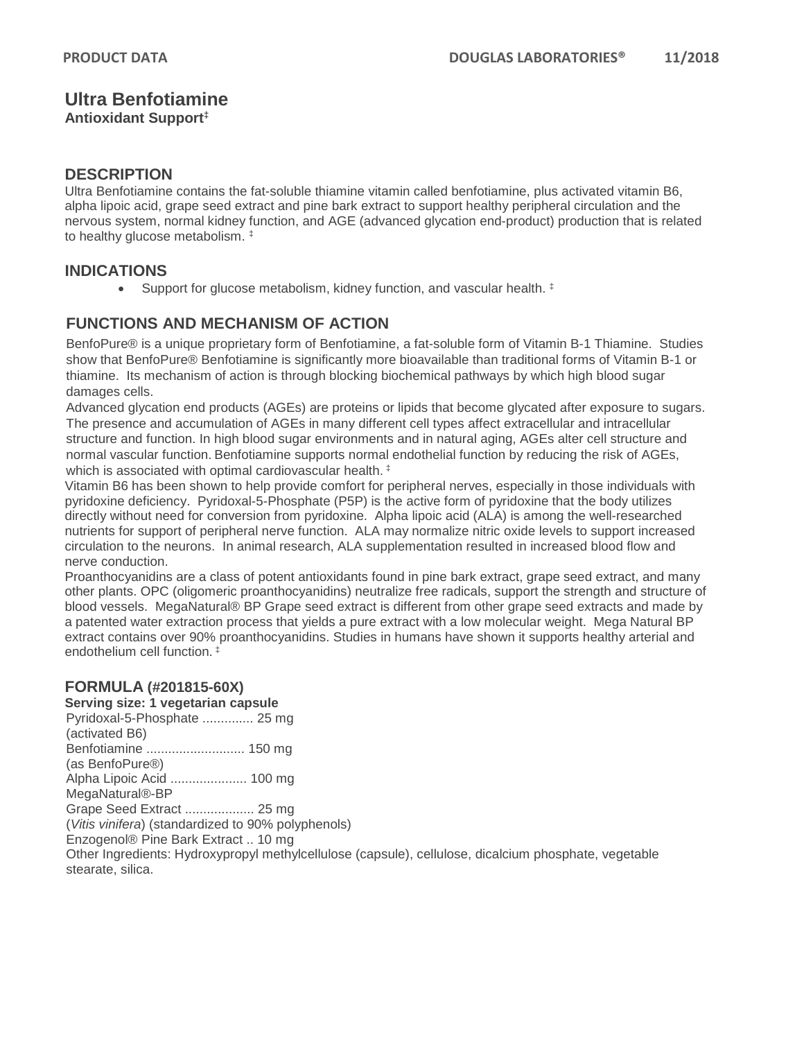# Ultra Benfotiamine

**Antioxidant Support‡**

## DESCRIPTION

Ultra Benfotiamine contains the fat-soluble thiamine vitamin called benfotiamine, plus activated vitamin B6, alpha lipoic acid, grape seed extract and pine bark extract to support healthy peripheral circulation and the nervous system, normal kidney function, and AGE (advanced glycation end-product) production that is related to healthy glucose metabolism. ‡

## INDICATIONS

- Support for glucose metabolism, kidney function, and vascular health. ‡

## FUNCTIONS AND MECHANISM OF ACTION

BenfoPure® is a unique proprietary form of Benfotiamine, a fat-soluble form of Vitamin B-1 Thiamine. Studies show that BenfoPure® Benfotiamine is significantly more bioavailable than traditional forms of Vitamin B-1 or thiamine. Its mechanism of action is through blocking biochemical pathways by which high blood sugar damages cells.

Advanced glycation end products (AGEs) are proteins or lipids that become glycated after exposure to sugars. The presence and accumulation of AGEs in many different cell types affect extracellular and intracellular structure and function. In high blood sugar environments and in natural aging, AGEs alter cell structure and normal vascular function. Benfotiamine supports normal endothelial function by reducing the risk of AGEs, which is associated with optimal cardiovascular health. ‡

Vitamin B6 has been shown to help provide comfort for peripheral nerves, especially in those individuals with pyridoxine deficiency. Pyridoxal-5-Phosphate (P5P) is the active form of pyridoxine that the body utilizes directly without need for conversion from pyridoxine. Alpha lipoic acid (ALA) is among the well-researched nutrients for support of peripheral nerve function. ALA may normalize nitric oxide levels to support increased circulation to the neurons. In animal research, ALA supplementation resulted in increased blood flow and nerve conduction.

Proanthocyanidins are a class of potent antioxidants found in pine bark extract, grape seed extract, and many other plants. OPC (oligomeric proanthocyanidins) neutralize free radicals, support the strength and structure of blood vessels. MegaNatural® BP Grape seed extract is different from other grape seed extracts and made by a patented water extraction process that yields a pure extract with a low molecular weight. Mega Natural BP extract contains over 90% proanthocyanidins. Studies in humans have shown it supports healthy arterial and endothelium cell function. ‡

## FORMULA (#201815-60X)

**Serving size: 1 vegetarian capsule**

Pyridoxal-5-Phosphate ............. 25 mg
(activated B6)
Benfotiamine ........................... 150 mg
(as BenfoPure®)
Alpha Lipoic Acid ..................... 100 mg
MegaNatural®-BP
Grape Seed Extract ................... 25 mg
(*Vitis vinifera*) (standardized to 90% polyphenols)
Enzogenol® Pine Bark Extract .. 10 mg

Other Ingredients: Hydroxypropyl methylcellulose (capsule), cellulose, dicalcium phosphate, vegetable stearate, silica.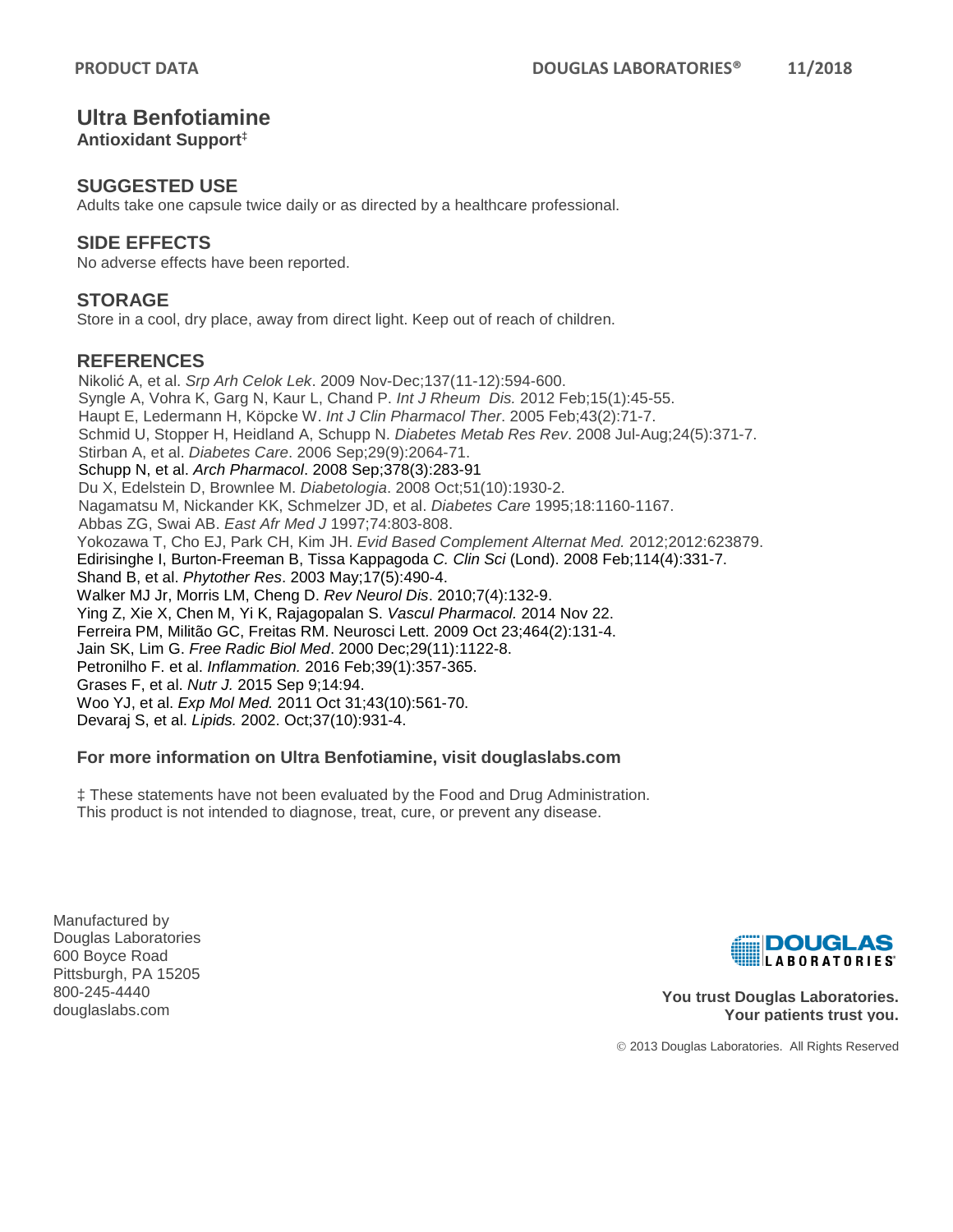# Ultra Benfotiamine

**Antioxidant Support‡**

## SUGGESTED USE

Adults take one capsule twice daily or as directed by a healthcare professional.

## SIDE EFFECTS

No adverse effects have been reported.

## STORAGE

Store in a cool, dry place, away from direct light. Keep out of reach of children.

## REFERENCES

Nikolić A, et al. *Srp Arh Celok Lek*. 2009 Nov-Dec;137(11-12):594-600.
Syngle A, Vohra K, Garg N, Kaur L, Chand P. *Int J Rheum Dis.* 2012 Feb;15(1):45-55.
Haupt E, Ledermann H, Köpcke W. *Int J Clin Pharmacol Ther*. 2005 Feb;43(2):71-7.
Schmid U, Stopper H, Heidland A, Schupp N. *Diabetes Metab Res Rev*. 2008 Jul-Aug;24(5):371-7.
Stirban A, et al. *Diabetes Care*. 2006 Sep;29(9):2064-71.
Schupp N, et al. *Arch Pharmacol*. 2008 Sep;378(3):283-91
Du X, Edelstein D, Brownlee M. *Diabetologia*. 2008 Oct;51(10):1930-2.
Nagamatsu M, Nickander KK, Schmelzer JD, et al. *Diabetes Care* 1995;18:1160-1167.
Abbas ZG, Swai AB. *East Afr Med J* 1997;74:803-808.
Yokozawa T, Cho EJ, Park CH, Kim JH. *Evid Based Complement Alternat Med.* 2012;2012:623879.
Edirisinghe I, Burton-Freeman B, Tissa Kappagoda *C. Clin Sci* (Lond). 2008 Feb;114(4):331-7.
Shand B, et al. *Phytother Res*. 2003 May;17(5):490-4.
Walker MJ Jr, Morris LM, Cheng D. *Rev Neurol Dis*. 2010;7(4):132-9.
Ying Z, Xie X, Chen M, Yi K, Rajagopalan S. *Vascul Pharmacol.* 2014 Nov 22.
Ferreira PM, Militão GC, Freitas RM. Neurosci Lett. 2009 Oct 23;464(2):131-4.
Jain SK, Lim G. *Free Radic Biol Med*. 2000 Dec;29(11):1122-8.
Petronilho F. et al. *Inflammation.* 2016 Feb;39(1):357-365.
Grases F, et al. *Nutr J.* 2015 Sep 9;14:94.
Woo YJ, et al. *Exp Mol Med.* 2011 Oct 31;43(10):561-70.
Devaraj S, et al. *Lipids.* 2002. Oct;37(10):931-4.

**For more information on Ultra Benfotiamine, visit douglaslabs.com**

‡ These statements have not been evaluated by the Food and Drug Administration.
This product is not intended to diagnose, treat, cure, or prevent any disease.

Manufactured by
Douglas Laboratories
600 Boyce Road
Pittsburgh, PA 15205
800-245-4440
douglaslabs.com

DOUGLAS LABORATORIES®

**You trust Douglas Laboratories.
Your patients trust you.**

© 2013 Douglas Laboratories. All Rights Reserved